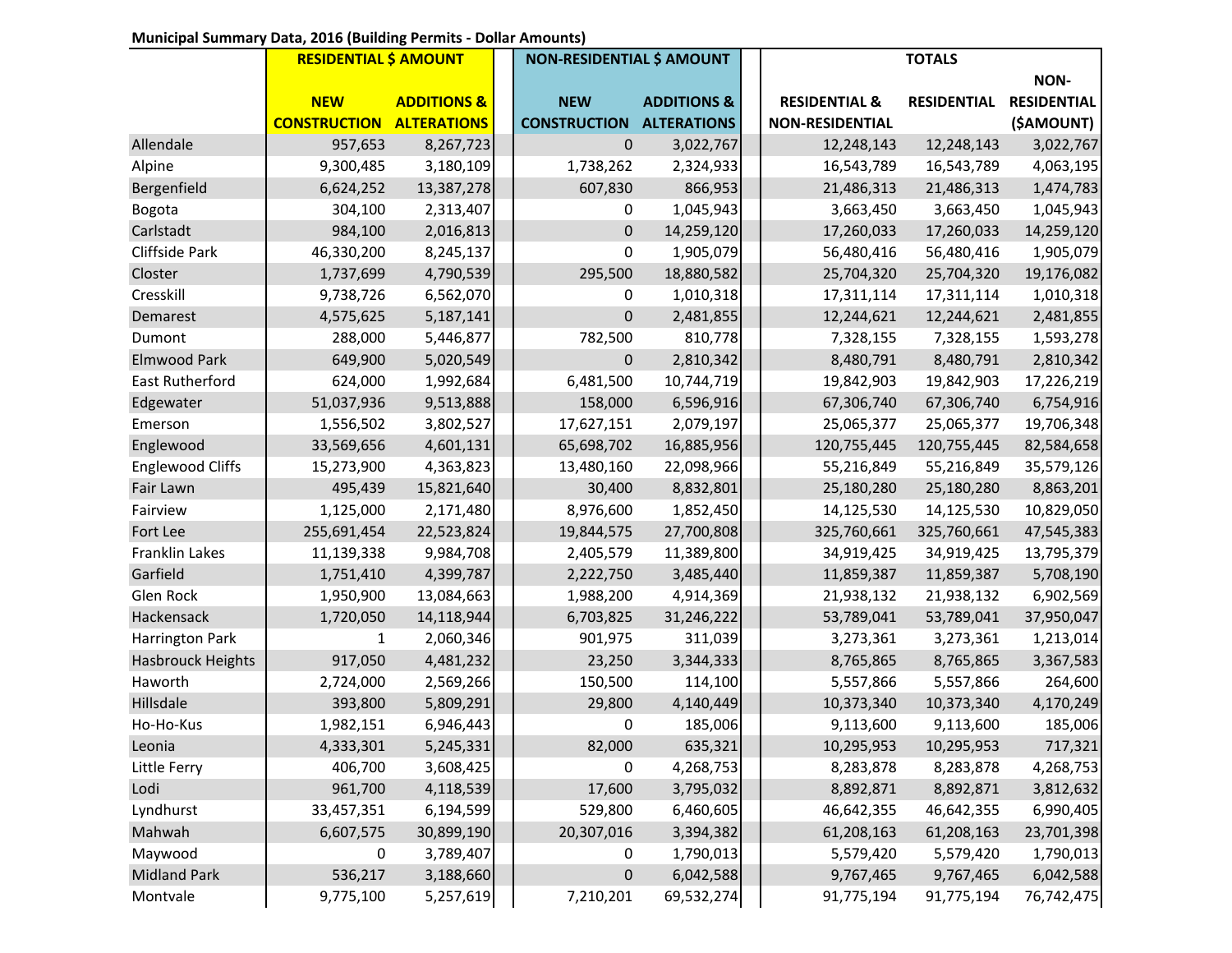**Municipal Summary Data, 2016 (Building Permits - Dollar Amounts)**

| | RESIDENTIAL $ AMOUNT | | NON-RESIDENTIAL $ AMOUNT | | TOTALS | | |
|---|---|---|---|---|---|---|---|
| | NEW CONSTRUCTION | ADDITIONS & ALTERATIONS | NEW CONSTRUCTION | ADDITIONS & ALTERATIONS | RESIDENTIAL & NON-RESIDENTIAL | RESIDENTIAL | NON-RESIDENTIAL ($AMOUNT) |
| Allendale | 957,653 | 8,267,723 | 0 | 3,022,767 | 12,248,143 | 12,248,143 | 3,022,767 |
| Alpine | 9,300,485 | 3,180,109 | 1,738,262 | 2,324,933 | 16,543,789 | 16,543,789 | 4,063,195 |
| Bergenfield | 6,624,252 | 13,387,278 | 607,830 | 866,953 | 21,486,313 | 21,486,313 | 1,474,783 |
| Bogota | 304,100 | 2,313,407 | 0 | 1,045,943 | 3,663,450 | 3,663,450 | 1,045,943 |
| Carlstadt | 984,100 | 2,016,813 | 0 | 14,259,120 | 17,260,033 | 17,260,033 | 14,259,120 |
| Cliffside Park | 46,330,200 | 8,245,137 | 0 | 1,905,079 | 56,480,416 | 56,480,416 | 1,905,079 |
| Closter | 1,737,699 | 4,790,539 | 295,500 | 18,880,582 | 25,704,320 | 25,704,320 | 19,176,082 |
| Cresskill | 9,738,726 | 6,562,070 | 0 | 1,010,318 | 17,311,114 | 17,311,114 | 1,010,318 |
| Demarest | 4,575,625 | 5,187,141 | 0 | 2,481,855 | 12,244,621 | 12,244,621 | 2,481,855 |
| Dumont | 288,000 | 5,446,877 | 782,500 | 810,778 | 7,328,155 | 7,328,155 | 1,593,278 |
| Elmwood Park | 649,900 | 5,020,549 | 0 | 2,810,342 | 8,480,791 | 8,480,791 | 2,810,342 |
| East Rutherford | 624,000 | 1,992,684 | 6,481,500 | 10,744,719 | 19,842,903 | 19,842,903 | 17,226,219 |
| Edgewater | 51,037,936 | 9,513,888 | 158,000 | 6,596,916 | 67,306,740 | 67,306,740 | 6,754,916 |
| Emerson | 1,556,502 | 3,802,527 | 17,627,151 | 2,079,197 | 25,065,377 | 25,065,377 | 19,706,348 |
| Englewood | 33,569,656 | 4,601,131 | 65,698,702 | 16,885,956 | 120,755,445 | 120,755,445 | 82,584,658 |
| Englewood Cliffs | 15,273,900 | 4,363,823 | 13,480,160 | 22,098,966 | 55,216,849 | 55,216,849 | 35,579,126 |
| Fair Lawn | 495,439 | 15,821,640 | 30,400 | 8,832,801 | 25,180,280 | 25,180,280 | 8,863,201 |
| Fairview | 1,125,000 | 2,171,480 | 8,976,600 | 1,852,450 | 14,125,530 | 14,125,530 | 10,829,050 |
| Fort Lee | 255,691,454 | 22,523,824 | 19,844,575 | 27,700,808 | 325,760,661 | 325,760,661 | 47,545,383 |
| Franklin Lakes | 11,139,338 | 9,984,708 | 2,405,579 | 11,389,800 | 34,919,425 | 34,919,425 | 13,795,379 |
| Garfield | 1,751,410 | 4,399,787 | 2,222,750 | 3,485,440 | 11,859,387 | 11,859,387 | 5,708,190 |
| Glen Rock | 1,950,900 | 13,084,663 | 1,988,200 | 4,914,369 | 21,938,132 | 21,938,132 | 6,902,569 |
| Hackensack | 1,720,050 | 14,118,944 | 6,703,825 | 31,246,222 | 53,789,041 | 53,789,041 | 37,950,047 |
| Harrington Park | 1 | 2,060,346 | 901,975 | 311,039 | 3,273,361 | 3,273,361 | 1,213,014 |
| Hasbrouck Heights | 917,050 | 4,481,232 | 23,250 | 3,344,333 | 8,765,865 | 8,765,865 | 3,367,583 |
| Haworth | 2,724,000 | 2,569,266 | 150,500 | 114,100 | 5,557,866 | 5,557,866 | 264,600 |
| Hillsdale | 393,800 | 5,809,291 | 29,800 | 4,140,449 | 10,373,340 | 10,373,340 | 4,170,249 |
| Ho-Ho-Kus | 1,982,151 | 6,946,443 | 0 | 185,006 | 9,113,600 | 9,113,600 | 185,006 |
| Leonia | 4,333,301 | 5,245,331 | 82,000 | 635,321 | 10,295,953 | 10,295,953 | 717,321 |
| Little Ferry | 406,700 | 3,608,425 | 0 | 4,268,753 | 8,283,878 | 8,283,878 | 4,268,753 |
| Lodi | 961,700 | 4,118,539 | 17,600 | 3,795,032 | 8,892,871 | 8,892,871 | 3,812,632 |
| Lyndhurst | 33,457,351 | 6,194,599 | 529,800 | 6,460,605 | 46,642,355 | 46,642,355 | 6,990,405 |
| Mahwah | 6,607,575 | 30,899,190 | 20,307,016 | 3,394,382 | 61,208,163 | 61,208,163 | 23,701,398 |
| Maywood | 0 | 3,789,407 | 0 | 1,790,013 | 5,579,420 | 5,579,420 | 1,790,013 |
| Midland Park | 536,217 | 3,188,660 | 0 | 6,042,588 | 9,767,465 | 9,767,465 | 6,042,588 |
| Montvale | 9,775,100 | 5,257,619 | 7,210,201 | 69,532,274 | 91,775,194 | 91,775,194 | 76,742,475 |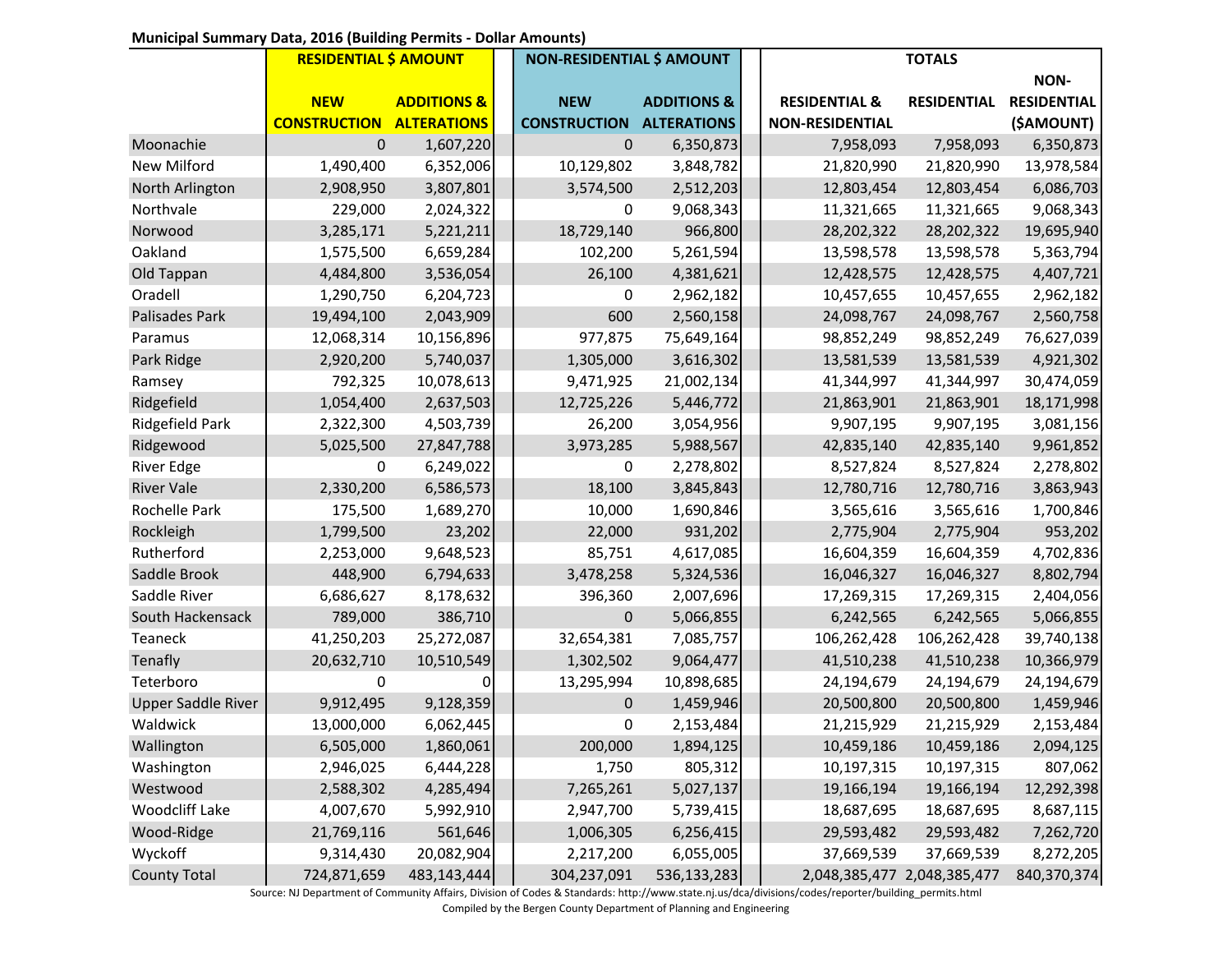**Municipal Summary Data, 2016 (Building Permits - Dollar Amounts)**

| | RESIDENTIAL $ AMOUNT | | NON-RESIDENTIAL $ AMOUNT | | TOTALS | | |
|---|---|---|---|---|---|---|---|
| | NEW CONSTRUCTION | ADDITIONS & ALTERATIONS | NEW CONSTRUCTION | ADDITIONS & ALTERATIONS | RESIDENTIAL & NON-RESIDENTIAL | RESIDENTIAL | NON-RESIDENTIAL ($AMOUNT) |
| Moonachie | 0 | 1,607,220 | 0 | 6,350,873 | 7,958,093 | 7,958,093 | 6,350,873 |
| New Milford | 1,490,400 | 6,352,006 | 10,129,802 | 3,848,782 | 21,820,990 | 21,820,990 | 13,978,584 |
| North Arlington | 2,908,950 | 3,807,801 | 3,574,500 | 2,512,203 | 12,803,454 | 12,803,454 | 6,086,703 |
| Northvale | 229,000 | 2,024,322 | 0 | 9,068,343 | 11,321,665 | 11,321,665 | 9,068,343 |
| Norwood | 3,285,171 | 5,221,211 | 18,729,140 | 966,800 | 28,202,322 | 28,202,322 | 19,695,940 |
| Oakland | 1,575,500 | 6,659,284 | 102,200 | 5,261,594 | 13,598,578 | 13,598,578 | 5,363,794 |
| Old Tappan | 4,484,800 | 3,536,054 | 26,100 | 4,381,621 | 12,428,575 | 12,428,575 | 4,407,721 |
| Oradell | 1,290,750 | 6,204,723 | 0 | 2,962,182 | 10,457,655 | 10,457,655 | 2,962,182 |
| Palisades Park | 19,494,100 | 2,043,909 | 600 | 2,560,158 | 24,098,767 | 24,098,767 | 2,560,758 |
| Paramus | 12,068,314 | 10,156,896 | 977,875 | 75,649,164 | 98,852,249 | 98,852,249 | 76,627,039 |
| Park Ridge | 2,920,200 | 5,740,037 | 1,305,000 | 3,616,302 | 13,581,539 | 13,581,539 | 4,921,302 |
| Ramsey | 792,325 | 10,078,613 | 9,471,925 | 21,002,134 | 41,344,997 | 41,344,997 | 30,474,059 |
| Ridgefield | 1,054,400 | 2,637,503 | 12,725,226 | 5,446,772 | 21,863,901 | 21,863,901 | 18,171,998 |
| Ridgefield Park | 2,322,300 | 4,503,739 | 26,200 | 3,054,956 | 9,907,195 | 9,907,195 | 3,081,156 |
| Ridgewood | 5,025,500 | 27,847,788 | 3,973,285 | 5,988,567 | 42,835,140 | 42,835,140 | 9,961,852 |
| River Edge | 0 | 6,249,022 | 0 | 2,278,802 | 8,527,824 | 8,527,824 | 2,278,802 |
| River Vale | 2,330,200 | 6,586,573 | 18,100 | 3,845,843 | 12,780,716 | 12,780,716 | 3,863,943 |
| Rochelle Park | 175,500 | 1,689,270 | 10,000 | 1,690,846 | 3,565,616 | 3,565,616 | 1,700,846 |
| Rockleigh | 1,799,500 | 23,202 | 22,000 | 931,202 | 2,775,904 | 2,775,904 | 953,202 |
| Rutherford | 2,253,000 | 9,648,523 | 85,751 | 4,617,085 | 16,604,359 | 16,604,359 | 4,702,836 |
| Saddle Brook | 448,900 | 6,794,633 | 3,478,258 | 5,324,536 | 16,046,327 | 16,046,327 | 8,802,794 |
| Saddle River | 6,686,627 | 8,178,632 | 396,360 | 2,007,696 | 17,269,315 | 17,269,315 | 2,404,056 |
| South Hackensack | 789,000 | 386,710 | 0 | 5,066,855 | 6,242,565 | 6,242,565 | 5,066,855 |
| Teaneck | 41,250,203 | 25,272,087 | 32,654,381 | 7,085,757 | 106,262,428 | 106,262,428 | 39,740,138 |
| Tenafly | 20,632,710 | 10,510,549 | 1,302,502 | 9,064,477 | 41,510,238 | 41,510,238 | 10,366,979 |
| Teterboro | 0 | 0 | 13,295,994 | 10,898,685 | 24,194,679 | 24,194,679 | 24,194,679 |
| Upper Saddle River | 9,912,495 | 9,128,359 | 0 | 1,459,946 | 20,500,800 | 20,500,800 | 1,459,946 |
| Waldwick | 13,000,000 | 6,062,445 | 0 | 2,153,484 | 21,215,929 | 21,215,929 | 2,153,484 |
| Wallington | 6,505,000 | 1,860,061 | 200,000 | 1,894,125 | 10,459,186 | 10,459,186 | 2,094,125 |
| Washington | 2,946,025 | 6,444,228 | 1,750 | 805,312 | 10,197,315 | 10,197,315 | 807,062 |
| Westwood | 2,588,302 | 4,285,494 | 7,265,261 | 5,027,137 | 19,166,194 | 19,166,194 | 12,292,398 |
| Woodcliff Lake | 4,007,670 | 5,992,910 | 2,947,700 | 5,739,415 | 18,687,695 | 18,687,695 | 8,687,115 |
| Wood-Ridge | 21,769,116 | 561,646 | 1,006,305 | 6,256,415 | 29,593,482 | 29,593,482 | 7,262,720 |
| Wyckoff | 9,314,430 | 20,082,904 | 2,217,200 | 6,055,005 | 37,669,539 | 37,669,539 | 8,272,205 |
| County Total | 724,871,659 | 483,143,444 | 304,237,091 | 536,133,283 | 2,048,385,477 | 2,048,385,477 | 840,370,374 |

Source: NJ Department of Community Affairs, Division of Codes & Standards: http://www.state.nj.us/dca/divisions/codes/reporter/building_permits.html

Compiled by the Bergen County Department of Planning and Engineering